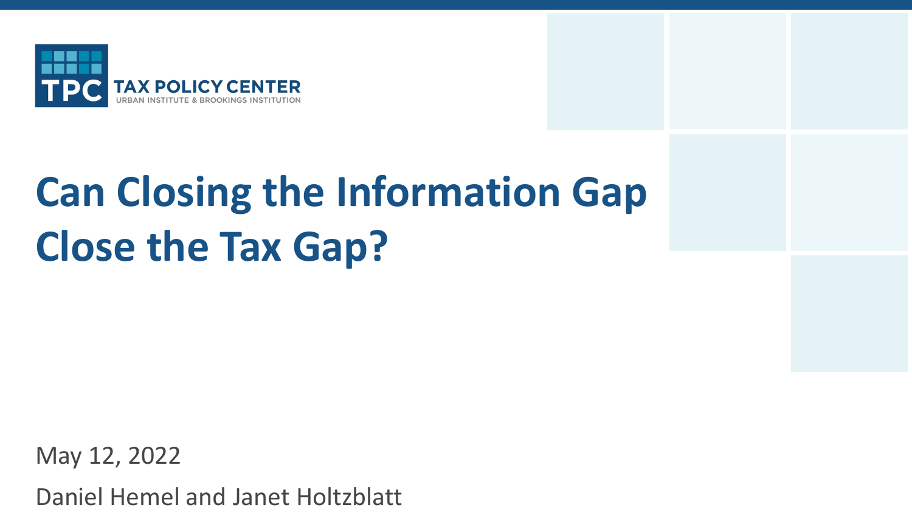TAX POLICY CENTER
URBAN INSTITUTE & BROOKINGS INSTITUTION

# Can Closing the Information Gap Close the Tax Gap?

May 12, 2022

Daniel Hemel and Janet Holtzblatt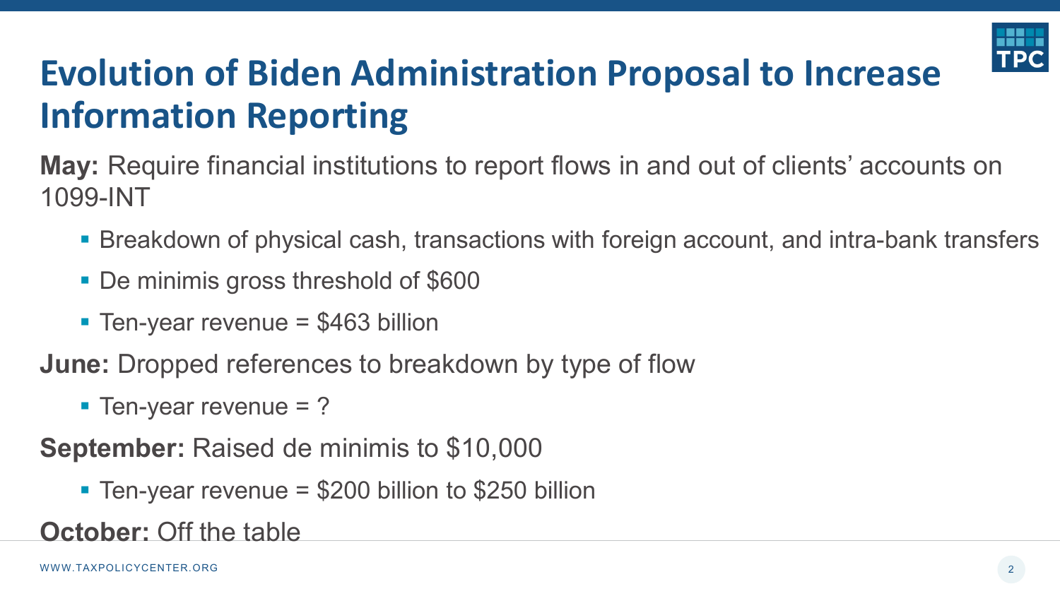# Evolution of Biden Administration Proposal to Increase Information Reporting

**May:** Require financial institutions to report flows in and out of clients' accounts on 1099-INT

- Breakdown of physical cash, transactions with foreign account, and intra-bank transfers
- De minimis gross threshold of $600
- Ten-year revenue = $463 billion

**June:** Dropped references to breakdown by type of flow

- Ten-year revenue = ?

**September:** Raised de minimis to $10,000

- Ten-year revenue = $200 billion to $250 billion

**October:** Off the table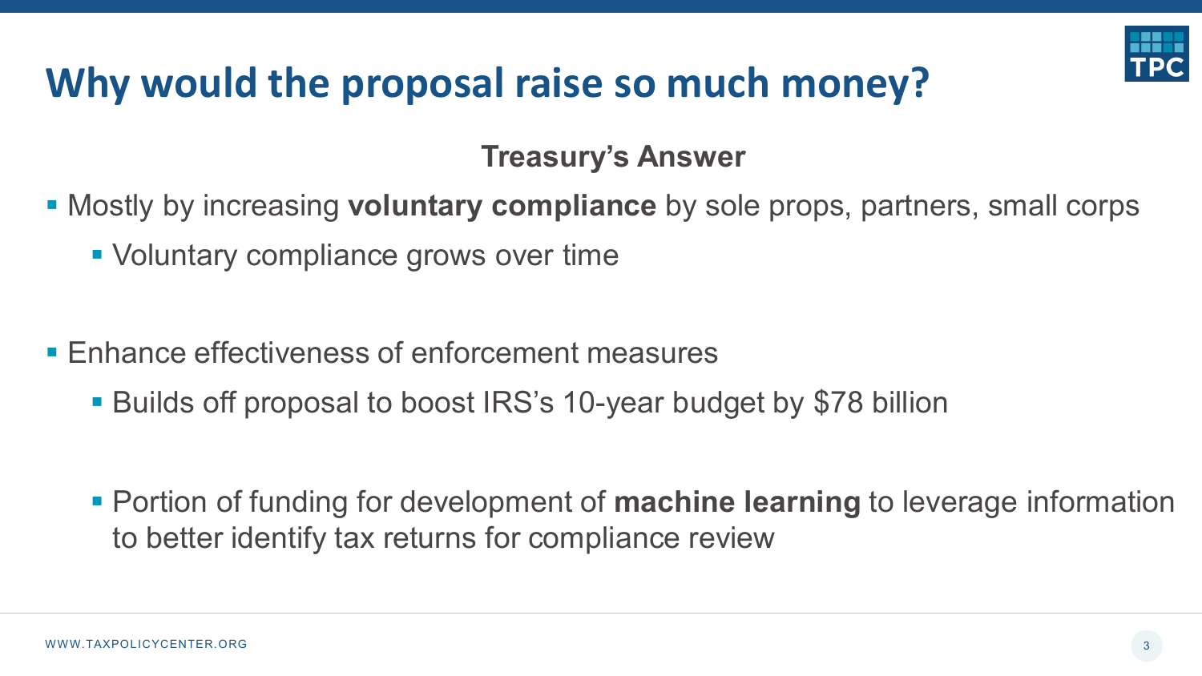# Why would the proposal raise so much money?

## Treasury's Answer

- Mostly by increasing **voluntary compliance** by sole props, partners, small corps
  - Voluntary compliance grows over time

- Enhance effectiveness of enforcement measures
  - Builds off proposal to boost IRS's 10-year budget by $78 billion
  - Portion of funding for development of **machine learning** to leverage information to better identify tax returns for compliance review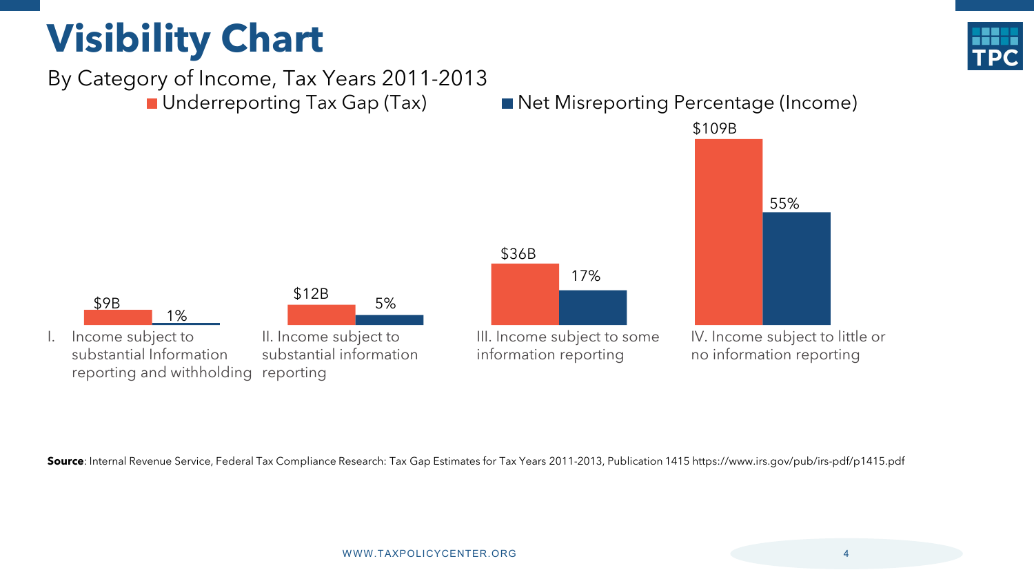# Visibility Chart

By Category of Income, Tax Years 2011-2013

| Category | Underreporting Tax Gap (Tax) | Net Misreporting Percentage (Income) |
| --- | --- | --- |
| I. Income subject to substantial Information reporting and withholding | $9B | 1% |
| II. Income subject to substantial information reporting | $12B | 5% |
| III. Income subject to some information reporting | $36B | 17% |
| IV. Income subject to little or no information reporting | $109B | 55% |

**Source**: Internal Revenue Service, Federal Tax Compliance Research: Tax Gap Estimates for Tax Years 2011-2013, Publication 1415 https://www.irs.gov/pub/irs-pdf/p1415.pdf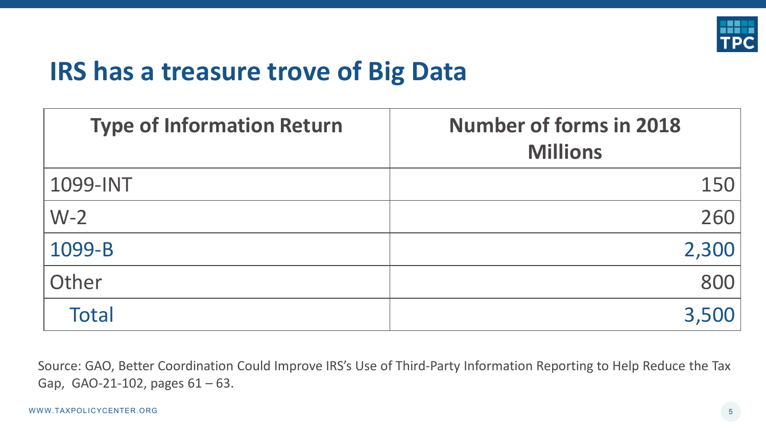# IRS has a treasure trove of Big Data

| Type of Information Return | Number of forms in 2018 Millions |
|---|---|
| 1099-INT | 150 |
| W-2 | 260 |
| 1099-B | 2,300 |
| Other | 800 |
| Total | 3,500 |

Source: GAO, Better Coordination Could Improve IRS's Use of Third-Party Information Reporting to Help Reduce the Tax Gap, GAO-21-102, pages 61 – 63.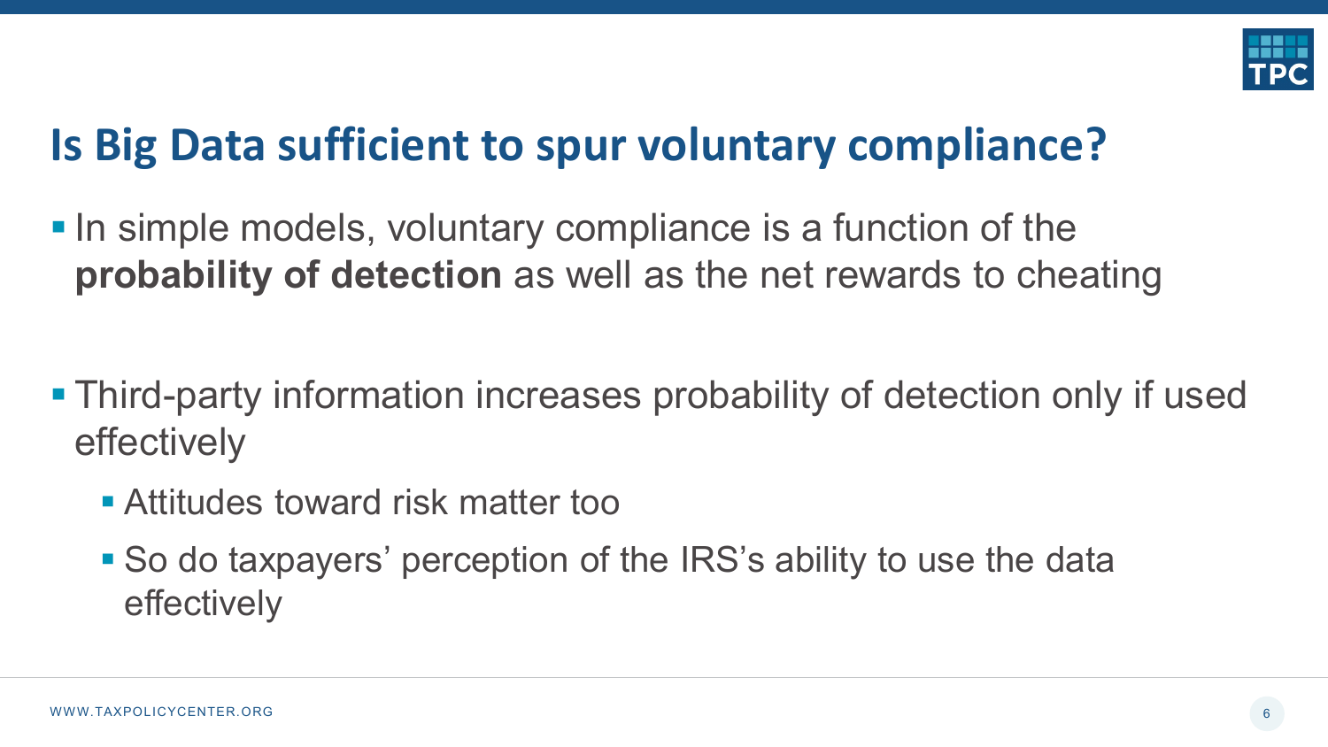# Is Big Data sufficient to spur voluntary compliance?

- In simple models, voluntary compliance is a function of the **probability of detection** as well as the net rewards to cheating

- Third-party information increases probability of detection only if used effectively
  - Attitudes toward risk matter too
  - So do taxpayers' perception of the IRS's ability to use the data effectively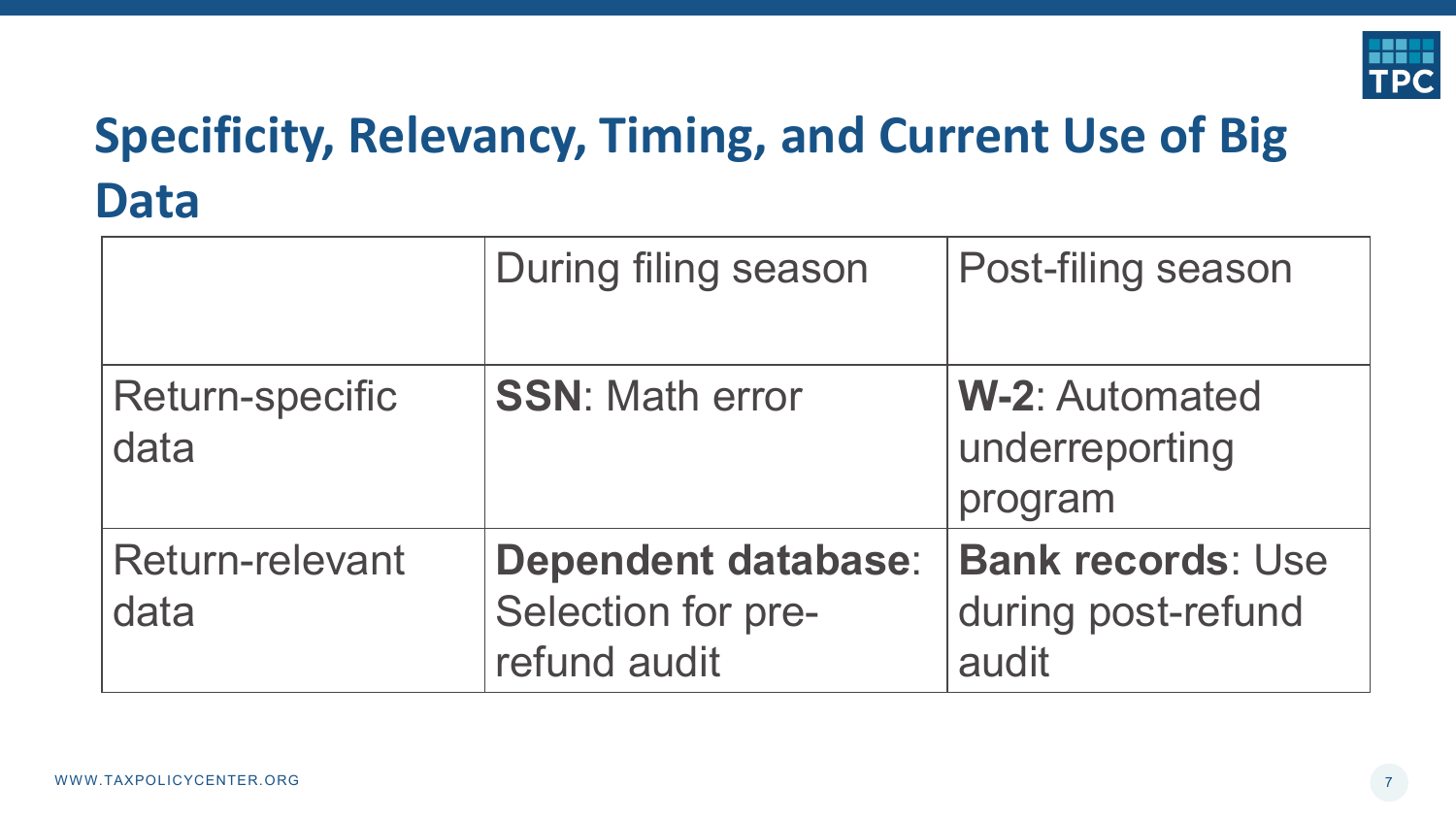# Specificity, Relevancy, Timing, and Current Use of Big Data

| | During filing season | Post-filing season |
|---|---|---|
| Return-specific data | **SSN**: Math error | **W-2**: Automated underreporting program |
| Return-relevant data | **Dependent database**: Selection for pre-refund audit | **Bank records**: Use during post-refund audit |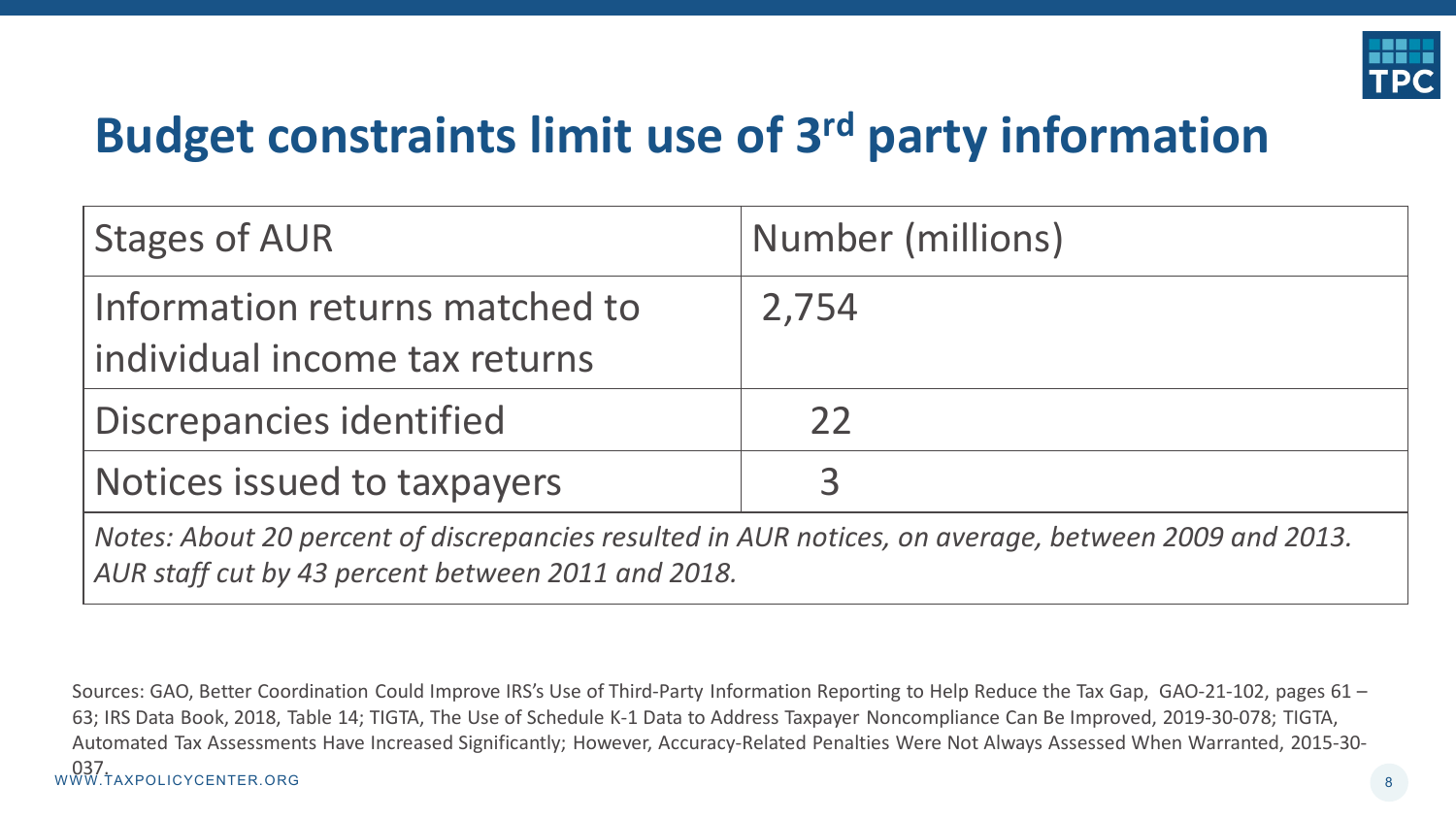# Budget constraints limit use of 3rd party information

| Stages of AUR | Number (millions) |
| --- | --- |
| Information returns matched to individual income tax returns | 2,754 |
| Discrepancies identified | 22 |
| Notices issued to taxpayers | 3 |

*Notes: About 20 percent of discrepancies resulted in AUR notices, on average, between 2009 and 2013. AUR staff cut by 43 percent between 2011 and 2018.*

Sources: GAO, Better Coordination Could Improve IRS's Use of Third-Party Information Reporting to Help Reduce the Tax Gap, GAO-21-102, pages 61 – 63; IRS Data Book, 2018, Table 14; TIGTA, The Use of Schedule K-1 Data to Address Taxpayer Noncompliance Can Be Improved, 2019-30-078; TIGTA, Automated Tax Assessments Have Increased Significantly; However, Accuracy-Related Penalties Were Not Always Assessed When Warranted, 2015-30-037.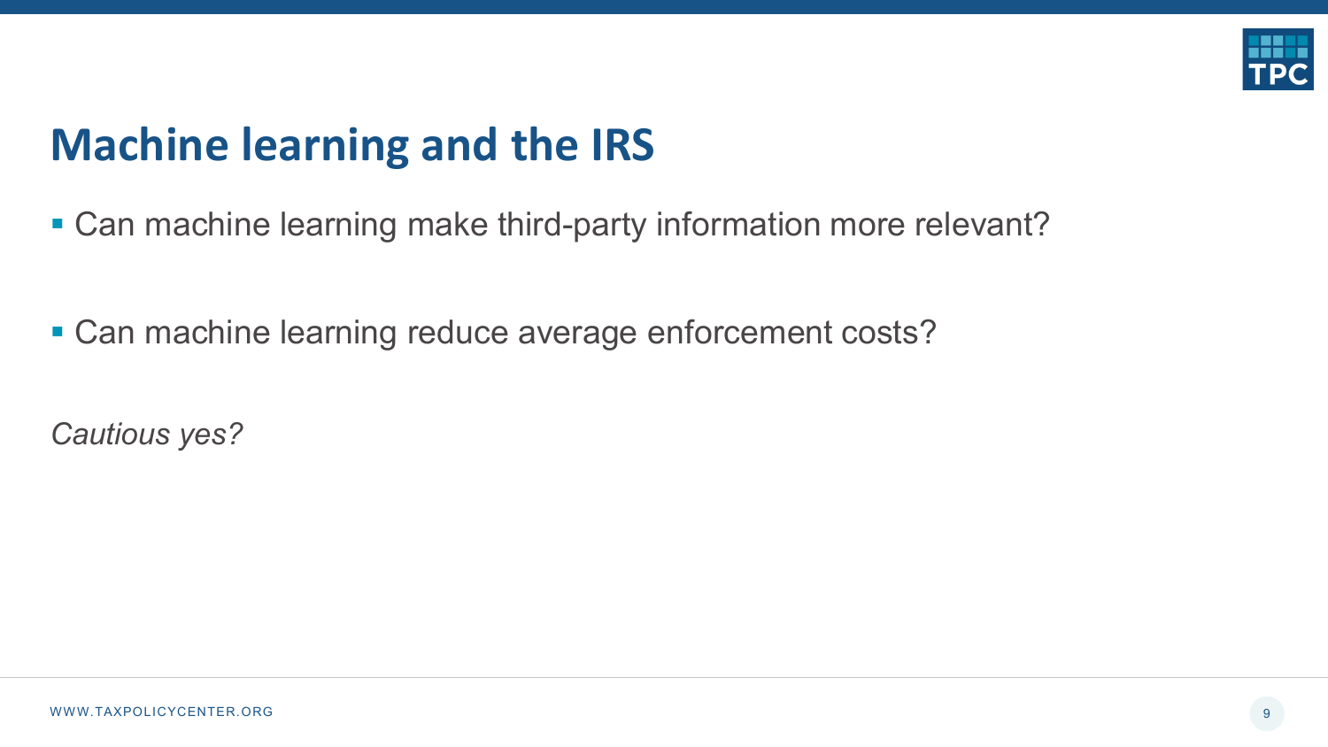# Machine learning and the IRS

- Can machine learning make third-party information more relevant?
- Can machine learning reduce average enforcement costs?

*Cautious yes?*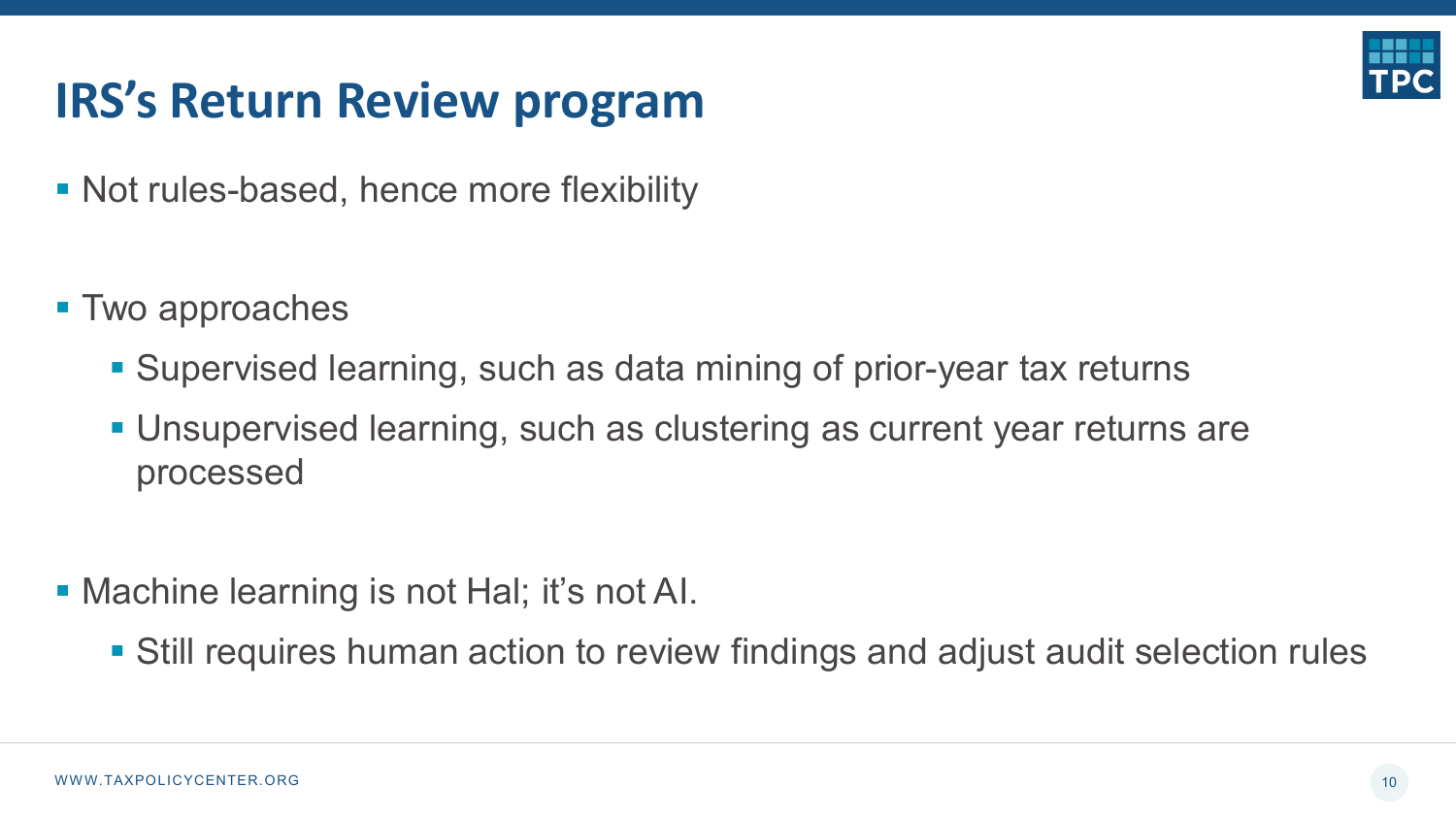# IRS's Return Review program

- Not rules-based, hence more flexibility

- Two approaches
  - Supervised learning, such as data mining of prior-year tax returns
  - Unsupervised learning, such as clustering as current year returns are processed

- Machine learning is not Hal; it's not AI.
  - Still requires human action to review findings and adjust audit selection rules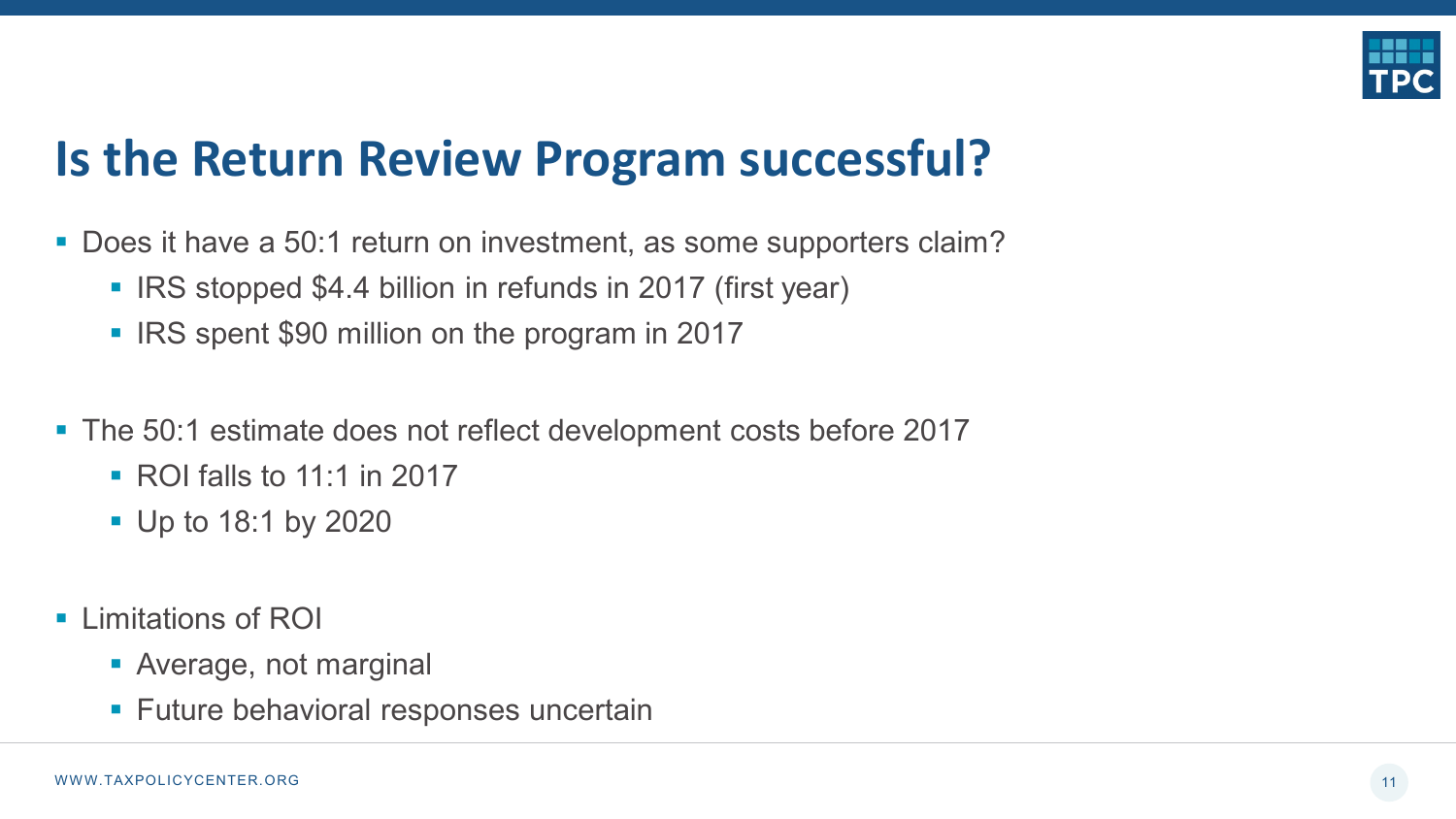# Is the Return Review Program successful?

- Does it have a 50:1 return on investment, as some supporters claim?
  - IRS stopped $4.4 billion in refunds in 2017 (first year)
  - IRS spent $90 million on the program in 2017
- The 50:1 estimate does not reflect development costs before 2017
  - ROI falls to 11:1 in 2017
  - Up to 18:1 by 2020
- Limitations of ROI
  - Average, not marginal
  - Future behavioral responses uncertain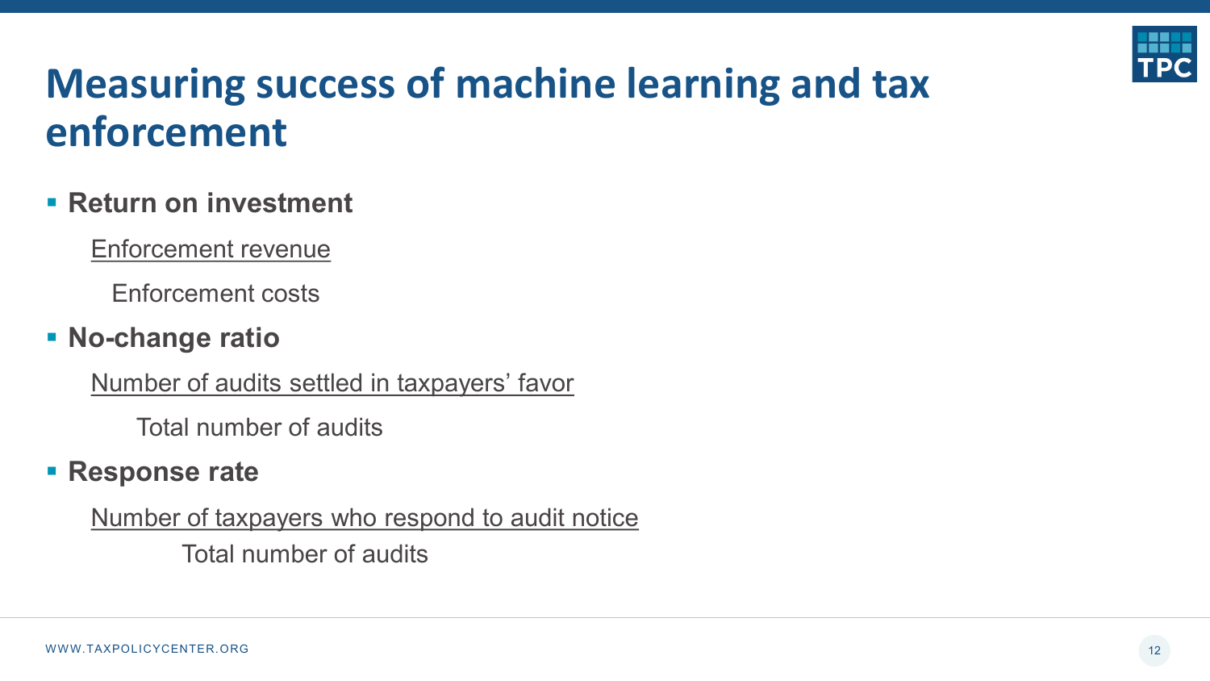# Measuring success of machine learning and tax enforcement

- **Return on investment**

$$\frac{\text{Enforcement revenue}}{\text{Enforcement costs}}$$

- **No-change ratio**

$$\frac{\text{Number of audits settled in taxpayers' favor}}{\text{Total number of audits}}$$

- **Response rate**

$$\frac{\text{Number of taxpayers who respond to audit notice}}{\text{Total number of audits}}$$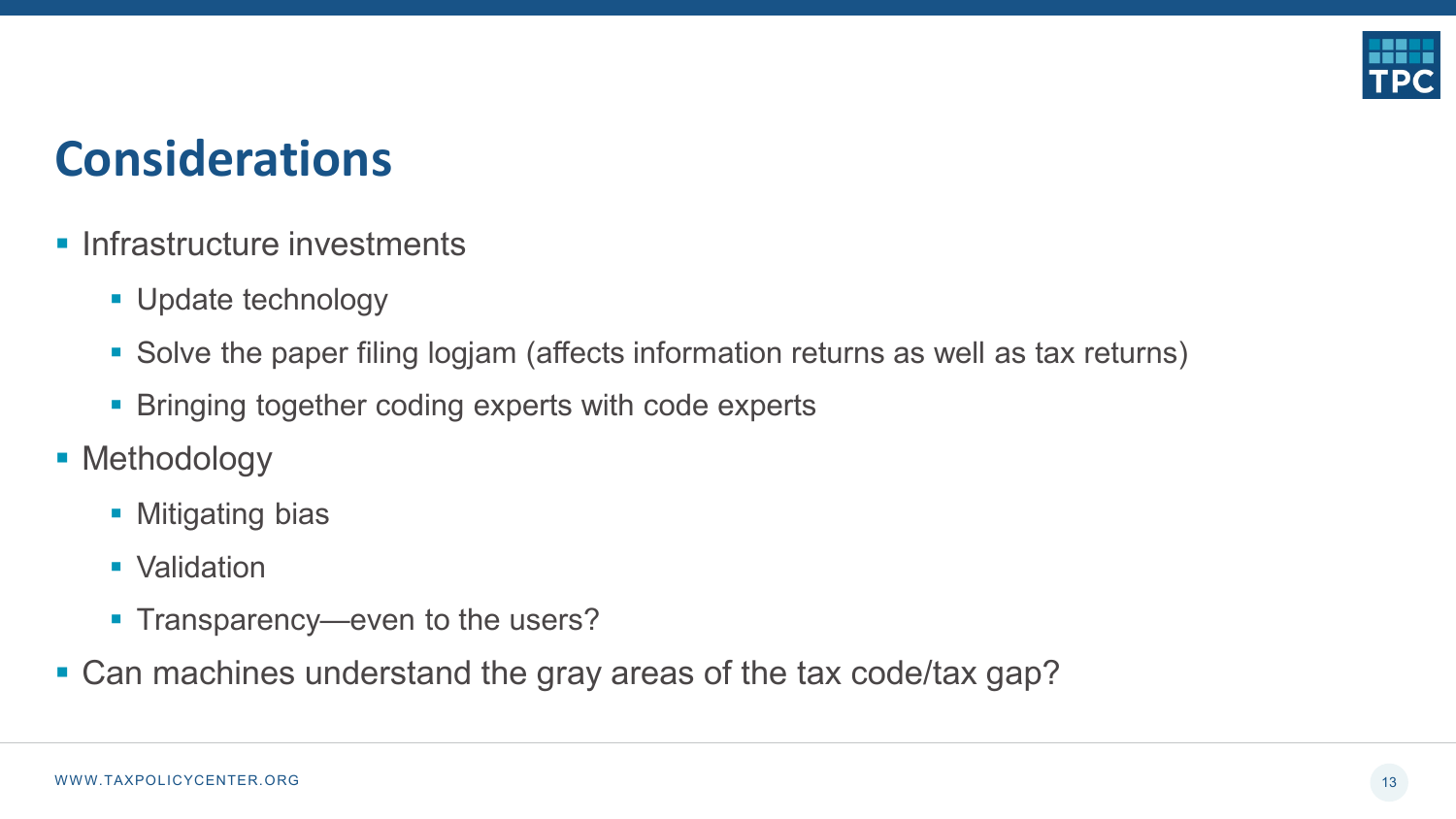# Considerations

- Infrastructure investments
  - Update technology
  - Solve the paper filing logjam (affects information returns as well as tax returns)
  - Bringing together coding experts with code experts
- Methodology
  - Mitigating bias
  - Validation
  - Transparency—even to the users?
- Can machines understand the gray areas of the tax code/tax gap?